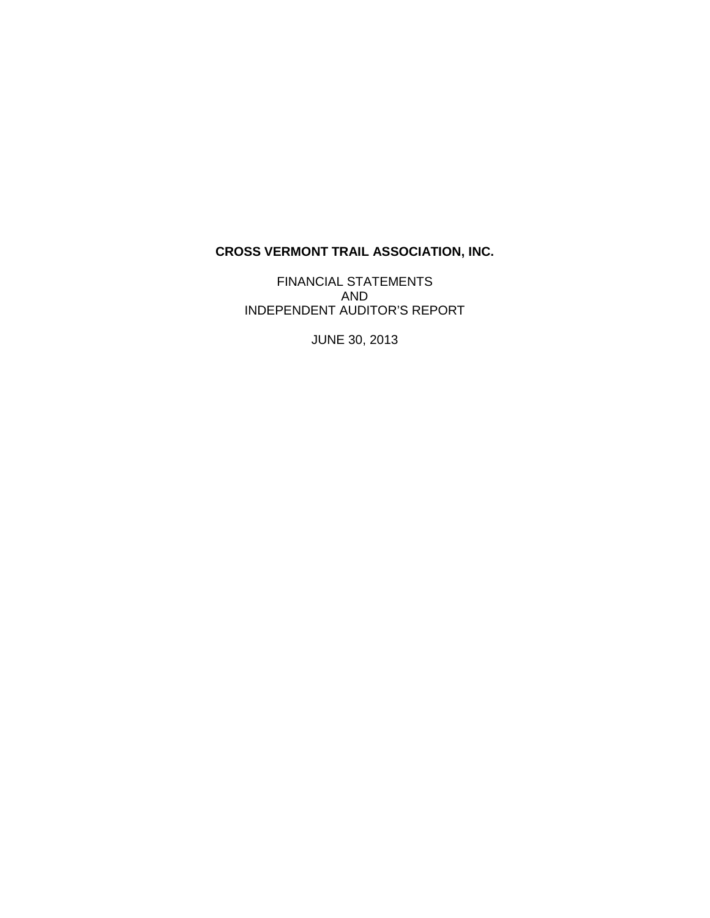# CROSS VERMONT TRAIL ASSOCIATION, INC.

FINANCIAL STATEMENTS
AND
INDEPENDENT AUDITOR'S REPORT

JUNE 30, 2013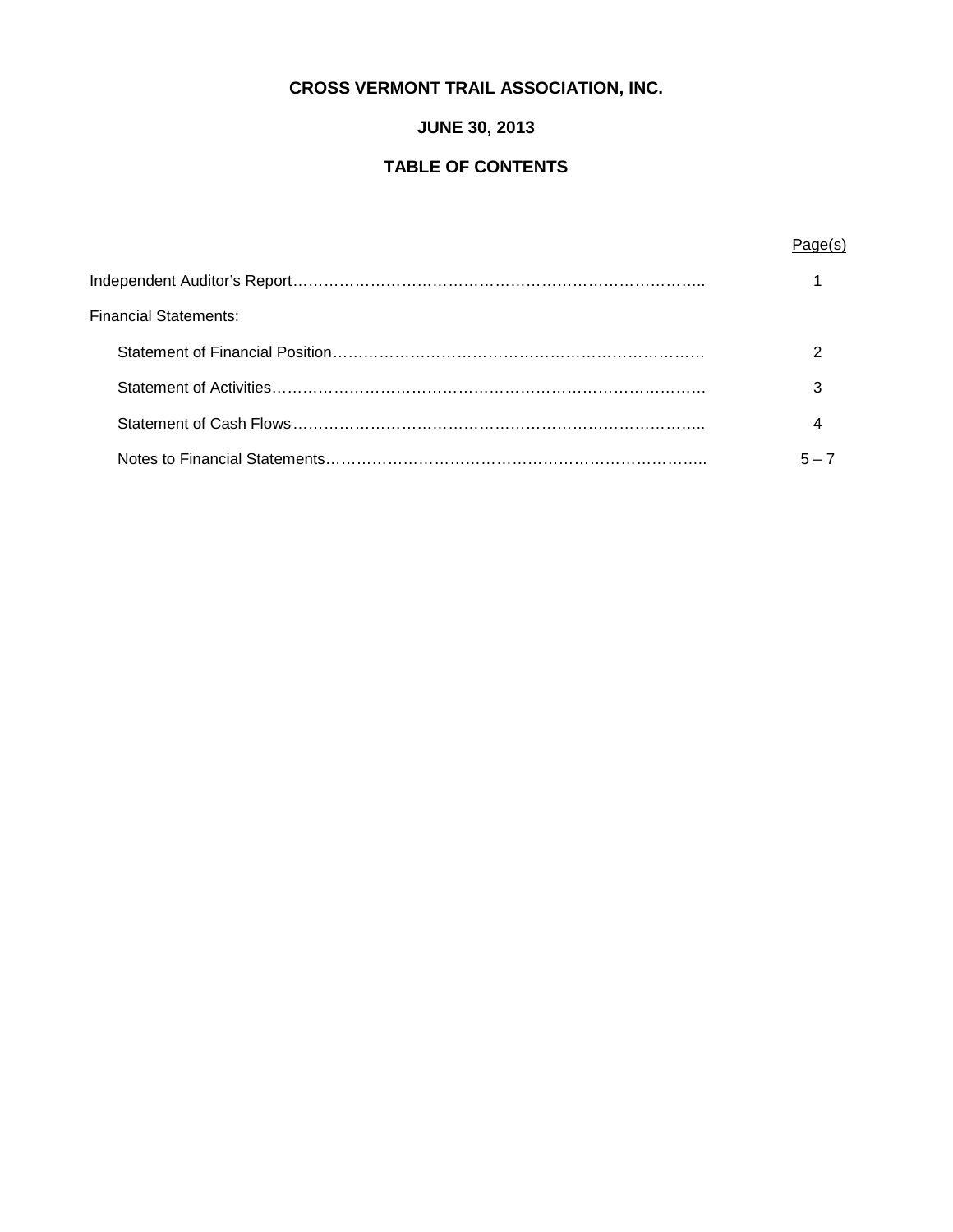# CROSS VERMONT TRAIL ASSOCIATION, INC.

## JUNE 30, 2013

## TABLE OF CONTENTS

| | Page(s) |
|---|---|
| Independent Auditor's Report | 1 |
| Financial Statements: | |
| Statement of Financial Position | 2 |
| Statement of Activities | 3 |
| Statement of Cash Flows | 4 |
| Notes to Financial Statements | 5 – 7 |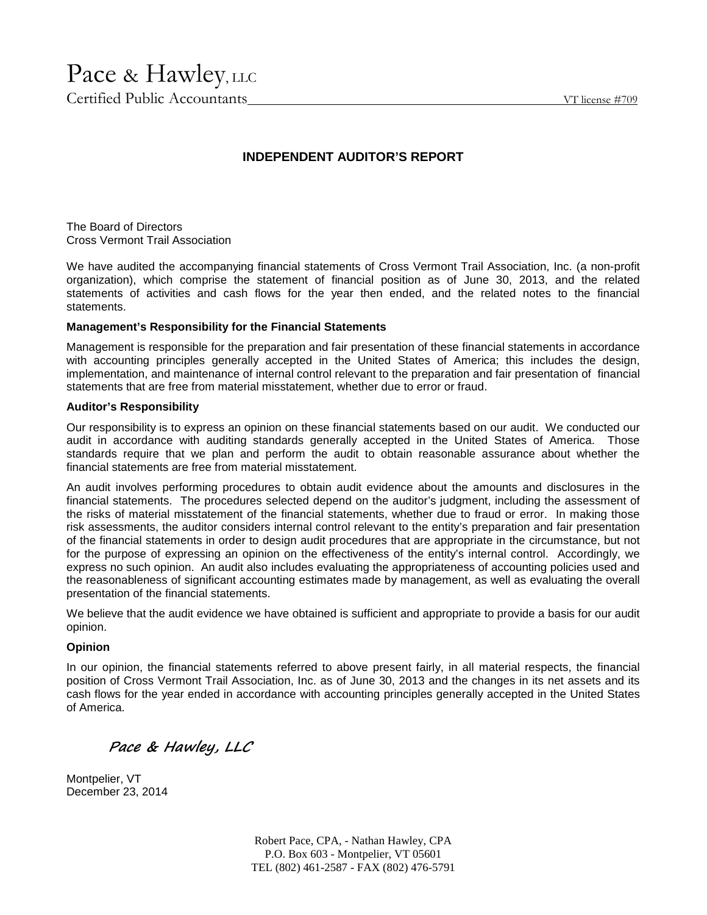Pace & Hawley, LLC
Certified Public Accountants VT license #709

# INDEPENDENT AUDITOR'S REPORT

The Board of Directors
Cross Vermont Trail Association

We have audited the accompanying financial statements of Cross Vermont Trail Association, Inc. (a non-profit organization), which comprise the statement of financial position as of June 30, 2013, and the related statements of activities and cash flows for the year then ended, and the related notes to the financial statements.

**Management's Responsibility for the Financial Statements**

Management is responsible for the preparation and fair presentation of these financial statements in accordance with accounting principles generally accepted in the United States of America; this includes the design, implementation, and maintenance of internal control relevant to the preparation and fair presentation of financial statements that are free from material misstatement, whether due to error or fraud.

**Auditor's Responsibility**

Our responsibility is to express an opinion on these financial statements based on our audit. We conducted our audit in accordance with auditing standards generally accepted in the United States of America. Those standards require that we plan and perform the audit to obtain reasonable assurance about whether the financial statements are free from material misstatement.

An audit involves performing procedures to obtain audit evidence about the amounts and disclosures in the financial statements. The procedures selected depend on the auditor's judgment, including the assessment of the risks of material misstatement of the financial statements, whether due to fraud or error. In making those risk assessments, the auditor considers internal control relevant to the entity's preparation and fair presentation of the financial statements in order to design audit procedures that are appropriate in the circumstance, but not for the purpose of expressing an opinion on the effectiveness of the entity's internal control. Accordingly, we express no such opinion. An audit also includes evaluating the appropriateness of accounting policies used and the reasonableness of significant accounting estimates made by management, as well as evaluating the overall presentation of the financial statements.

We believe that the audit evidence we have obtained is sufficient and appropriate to provide a basis for our audit opinion.

**Opinion**

In our opinion, the financial statements referred to above present fairly, in all material respects, the financial position of Cross Vermont Trail Association, Inc. as of June 30, 2013 and the changes in its net assets and its cash flows for the year ended in accordance with accounting principles generally accepted in the United States of America.

*Pace & Hawley, LLC*

Montpelier, VT
December 23, 2014

Robert Pace, CPA, - Nathan Hawley, CPA
P.O. Box 603 - Montpelier, VT 05601
TEL (802) 461-2587 - FAX (802) 476-5791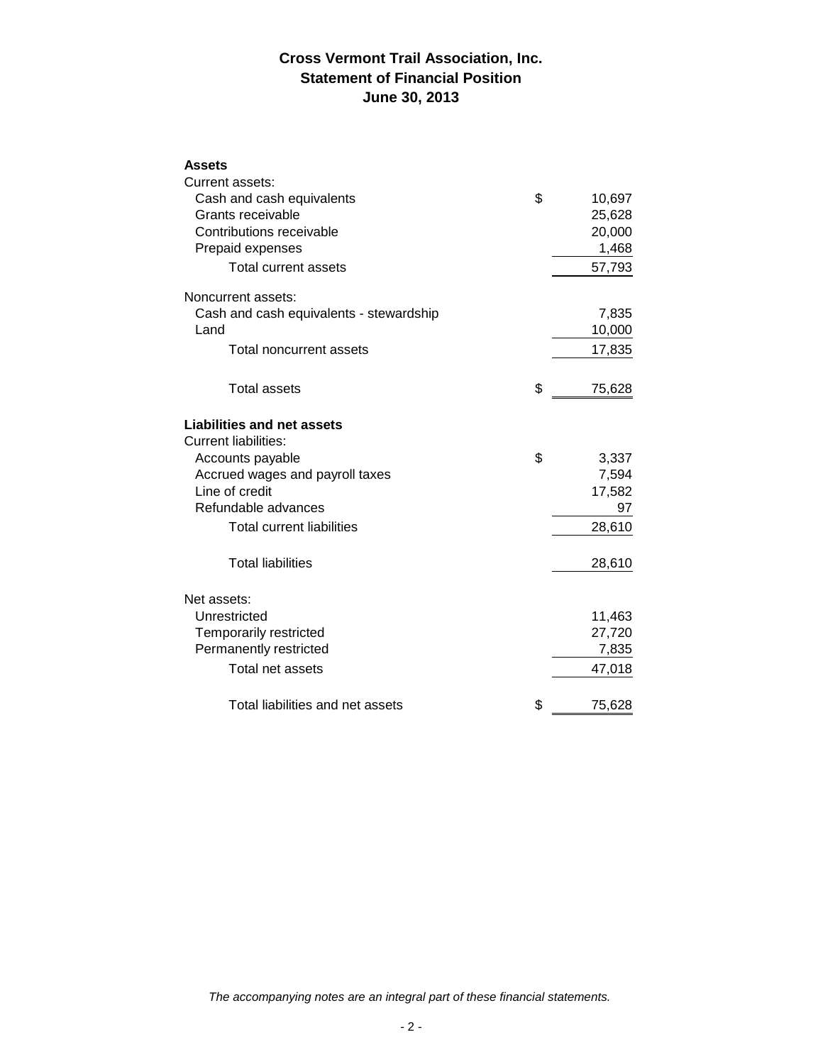# Cross Vermont Trail Association, Inc.
## Statement of Financial Position
## June 30, 2013

| | | |
|---|---|---|
| **Assets** | | |
| Current assets: | | |
| Cash and cash equivalents | $ | 10,697 |
| Grants receivable | | 25,628 |
| Contributions receivable | | 20,000 |
| Prepaid expenses | | 1,468 |
| Total current assets | | 57,793 |
| Noncurrent assets: | | |
| Cash and cash equivalents - stewardship | | 7,835 |
| Land | | 10,000 |
| Total noncurrent assets | | 17,835 |
| Total assets | $ | 75,628 |
| **Liabilities and net assets** | | |
| Current liabilities: | | |
| Accounts payable | $ | 3,337 |
| Accrued wages and payroll taxes | | 7,594 |
| Line of credit | | 17,582 |
| Refundable advances | | 97 |
| Total current liabilities | | 28,610 |
| Total liabilities | | 28,610 |
| Net assets: | | |
| Unrestricted | | 11,463 |
| Temporarily restricted | | 27,720 |
| Permanently restricted | | 7,835 |
| Total net assets | | 47,018 |
| Total liabilities and net assets | $ | 75,628 |

*The accompanying notes are an integral part of these financial statements.*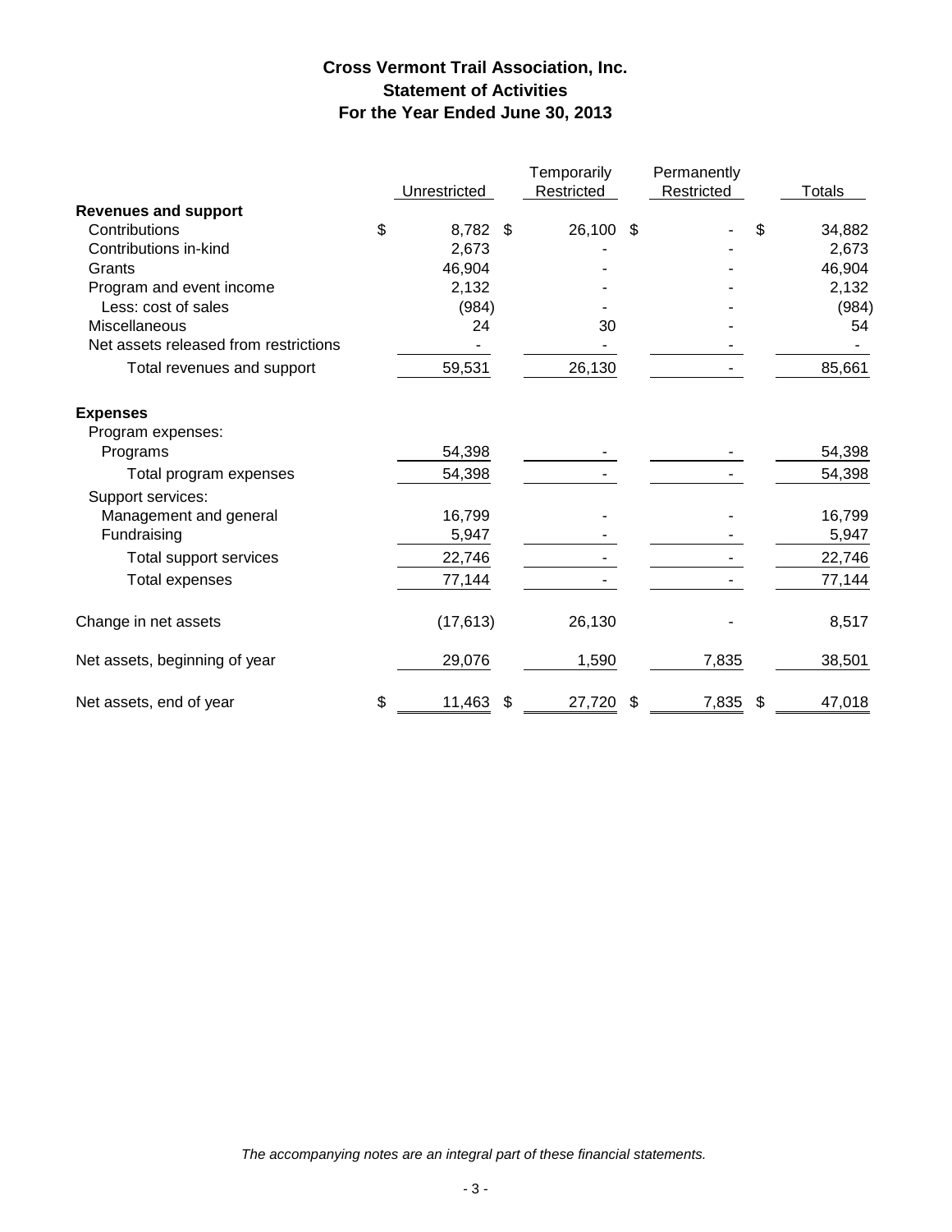# Cross Vermont Trail Association, Inc.
## Statement of Activities
### For the Year Ended June 30, 2013

| | Unrestricted | Temporarily Restricted | Permanently Restricted | Totals |
|---|---|---|---|---|
| **Revenues and support** | | | | |
| Contributions | $ 8,782 | $ 26,100 | $ - | $ 34,882 |
| Contributions in-kind | 2,673 | - | - | 2,673 |
| Grants | 46,904 | - | - | 46,904 |
| Program and event income | 2,132 | - | - | 2,132 |
| Less: cost of sales | (984) | - | - | (984) |
| Miscellaneous | 24 | 30 | - | 54 |
| Net assets released from restrictions | - | - | - | - |
| Total revenues and support | 59,531 | 26,130 | - | 85,661 |
| **Expenses** | | | | |
| Program expenses: | | | | |
| Programs | 54,398 | - | - | 54,398 |
| Total program expenses | 54,398 | - | - | 54,398 |
| Support services: | | | | |
| Management and general | 16,799 | - | - | 16,799 |
| Fundraising | 5,947 | - | - | 5,947 |
| Total support services | 22,746 | - | - | 22,746 |
| Total expenses | 77,144 | - | - | 77,144 |
| Change in net assets | (17,613) | 26,130 | - | 8,517 |
| Net assets, beginning of year | 29,076 | 1,590 | 7,835 | 38,501 |
| Net assets, end of year | $ 11,463 | $ 27,720 | $ 7,835 | $ 47,018 |

*The accompanying notes are an integral part of these financial statements.*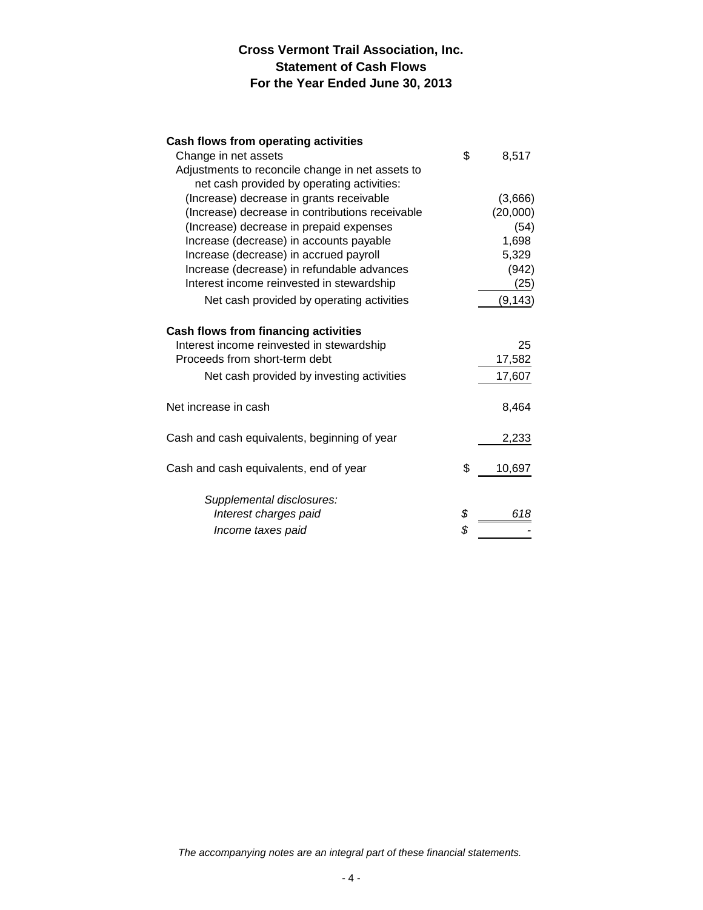# Cross Vermont Trail Association, Inc.
## Statement of Cash Flows
## For the Year Ended June 30, 2013

| | | |
|---|---|---|
| **Cash flows from operating activities** | | |
| Change in net assets | $ | 8,517 |
| Adjustments to reconcile change in net assets to net cash provided by operating activities: | | |
| (Increase) decrease in grants receivable | | (3,666) |
| (Increase) decrease in contributions receivable | | (20,000) |
| (Increase) decrease in prepaid expenses | | (54) |
| Increase (decrease) in accounts payable | | 1,698 |
| Increase (decrease) in accrued payroll | | 5,329 |
| Increase (decrease) in refundable advances | | (942) |
| Interest income reinvested in stewardship | | (25) |
| Net cash provided by operating activities | | (9,143) |
| **Cash flows from financing activities** | | |
| Interest income reinvested in stewardship | | 25 |
| Proceeds from short-term debt | | 17,582 |
| Net cash provided by investing activities | | 17,607 |
| Net increase in cash | | 8,464 |
| Cash and cash equivalents, beginning of year | | 2,233 |
| Cash and cash equivalents, end of year | $ | 10,697 |
| *Supplemental disclosures:* | | |
| *Interest charges paid* | *$* | *618* |
| *Income taxes paid* | *$* | - |

*The accompanying notes are an integral part of these financial statements.*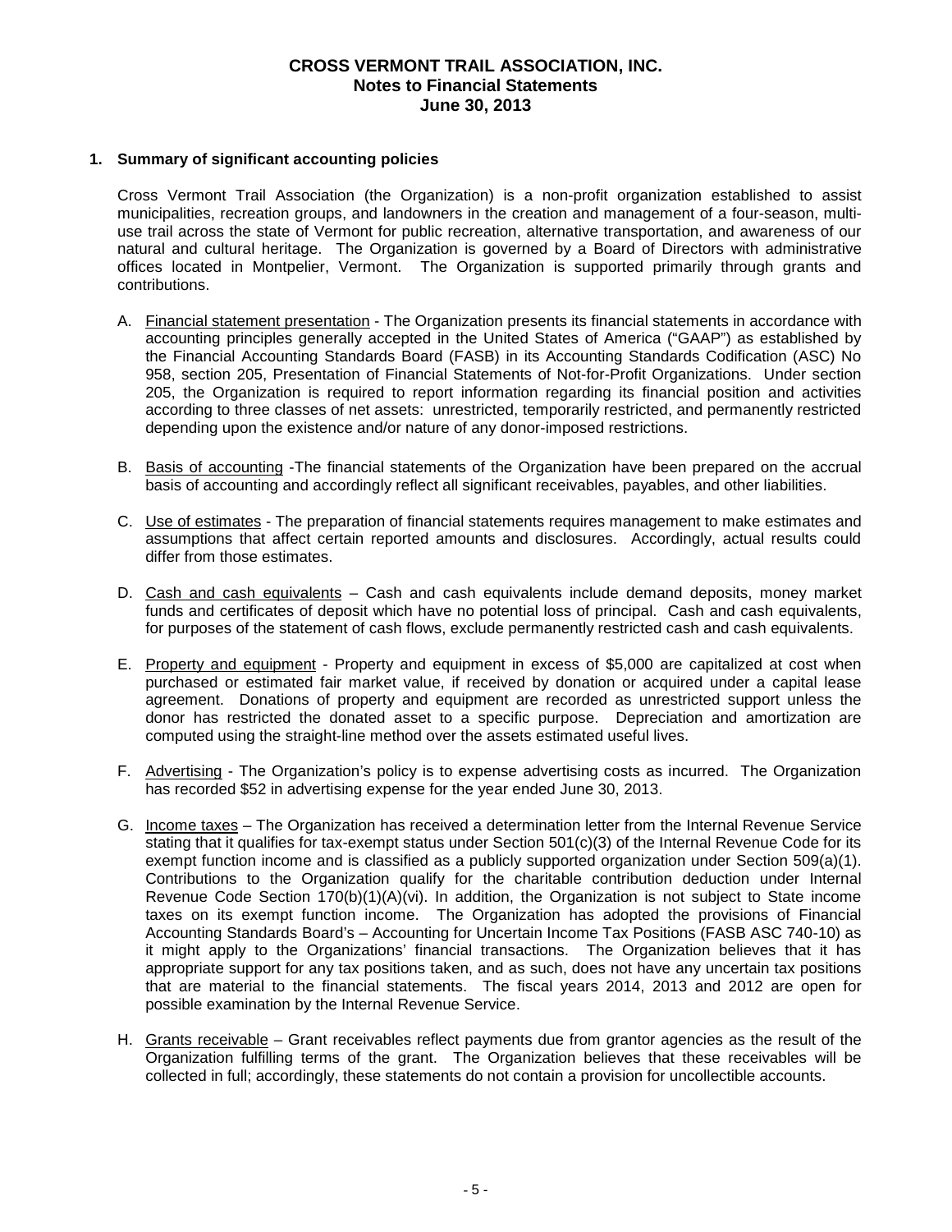# CROSS VERMONT TRAIL ASSOCIATION, INC.
## Notes to Financial Statements
## June 30, 2013

**1. Summary of significant accounting policies**

Cross Vermont Trail Association (the Organization) is a non-profit organization established to assist municipalities, recreation groups, and landowners in the creation and management of a four-season, multi-use trail across the state of Vermont for public recreation, alternative transportation, and awareness of our natural and cultural heritage. The Organization is governed by a Board of Directors with administrative offices located in Montpelier, Vermont. The Organization is supported primarily through grants and contributions.

A. <u>Financial statement presentation</u> - The Organization presents its financial statements in accordance with accounting principles generally accepted in the United States of America ("GAAP") as established by the Financial Accounting Standards Board (FASB) in its Accounting Standards Codification (ASC) No 958, section 205, Presentation of Financial Statements of Not-for-Profit Organizations. Under section 205, the Organization is required to report information regarding its financial position and activities according to three classes of net assets: unrestricted, temporarily restricted, and permanently restricted depending upon the existence and/or nature of any donor-imposed restrictions.

B. <u>Basis of accounting</u> -The financial statements of the Organization have been prepared on the accrual basis of accounting and accordingly reflect all significant receivables, payables, and other liabilities.

C. <u>Use of estimates</u> - The preparation of financial statements requires management to make estimates and assumptions that affect certain reported amounts and disclosures. Accordingly, actual results could differ from those estimates.

D. <u>Cash and cash equivalents</u> – Cash and cash equivalents include demand deposits, money market funds and certificates of deposit which have no potential loss of principal. Cash and cash equivalents, for purposes of the statement of cash flows, exclude permanently restricted cash and cash equivalents.

E. <u>Property and equipment</u> - Property and equipment in excess of $5,000 are capitalized at cost when purchased or estimated fair market value, if received by donation or acquired under a capital lease agreement. Donations of property and equipment are recorded as unrestricted support unless the donor has restricted the donated asset to a specific purpose. Depreciation and amortization are computed using the straight-line method over the assets estimated useful lives.

F. <u>Advertising</u> - The Organization's policy is to expense advertising costs as incurred. The Organization has recorded $52 in advertising expense for the year ended June 30, 2013.

G. <u>Income taxes</u> – The Organization has received a determination letter from the Internal Revenue Service stating that it qualifies for tax-exempt status under Section 501(c)(3) of the Internal Revenue Code for its exempt function income and is classified as a publicly supported organization under Section 509(a)(1). Contributions to the Organization qualify for the charitable contribution deduction under Internal Revenue Code Section 170(b)(1)(A)(vi). In addition, the Organization is not subject to State income taxes on its exempt function income. The Organization has adopted the provisions of Financial Accounting Standards Board's – Accounting for Uncertain Income Tax Positions (FASB ASC 740-10) as it might apply to the Organizations' financial transactions. The Organization believes that it has appropriate support for any tax positions taken, and as such, does not have any uncertain tax positions that are material to the financial statements. The fiscal years 2014, 2013 and 2012 are open for possible examination by the Internal Revenue Service.

H. <u>Grants receivable</u> – Grant receivables reflect payments due from grantor agencies as the result of the Organization fulfilling terms of the grant. The Organization believes that these receivables will be collected in full; accordingly, these statements do not contain a provision for uncollectible accounts.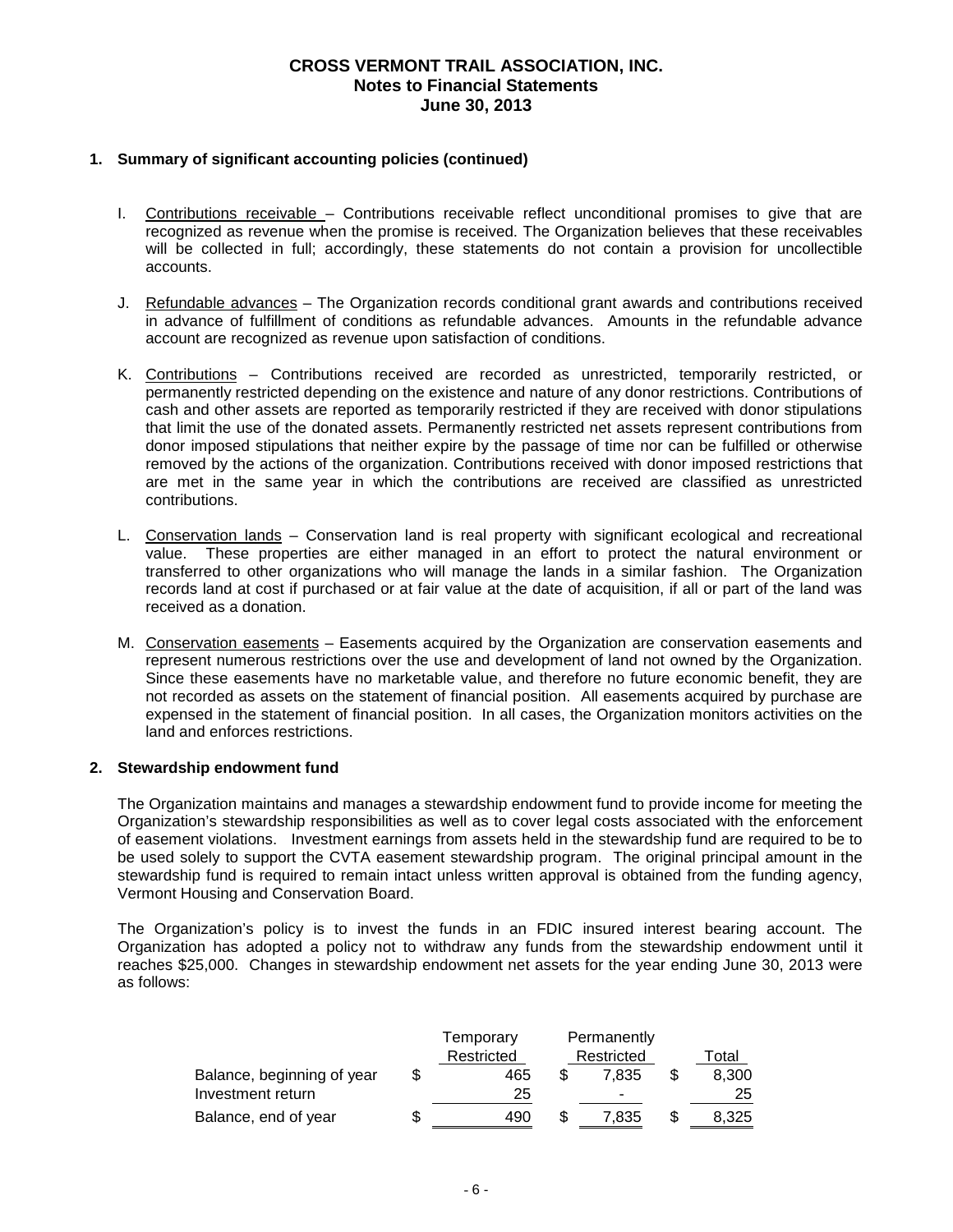# CROSS VERMONT TRAIL ASSOCIATION, INC.
## Notes to Financial Statements
## June 30, 2013

### 1. Summary of significant accounting policies (continued)

I. Contributions receivable – Contributions receivable reflect unconditional promises to give that are recognized as revenue when the promise is received. The Organization believes that these receivables will be collected in full; accordingly, these statements do not contain a provision for uncollectible accounts.

J. Refundable advances – The Organization records conditional grant awards and contributions received in advance of fulfillment of conditions as refundable advances. Amounts in the refundable advance account are recognized as revenue upon satisfaction of conditions.

K. Contributions – Contributions received are recorded as unrestricted, temporarily restricted, or permanently restricted depending on the existence and nature of any donor restrictions. Contributions of cash and other assets are reported as temporarily restricted if they are received with donor stipulations that limit the use of the donated assets. Permanently restricted net assets represent contributions from donor imposed stipulations that neither expire by the passage of time nor can be fulfilled or otherwise removed by the actions of the organization. Contributions received with donor imposed restrictions that are met in the same year in which the contributions are received are classified as unrestricted contributions.

L. Conservation lands – Conservation land is real property with significant ecological and recreational value. These properties are either managed in an effort to protect the natural environment or transferred to other organizations who will manage the lands in a similar fashion. The Organization records land at cost if purchased or at fair value at the date of acquisition, if all or part of the land was received as a donation.

M. Conservation easements – Easements acquired by the Organization are conservation easements and represent numerous restrictions over the use and development of land not owned by the Organization. Since these easements have no marketable value, and therefore no future economic benefit, they are not recorded as assets on the statement of financial position. All easements acquired by purchase are expensed in the statement of financial position. In all cases, the Organization monitors activities on the land and enforces restrictions.

### 2. Stewardship endowment fund

The Organization maintains and manages a stewardship endowment fund to provide income for meeting the Organization's stewardship responsibilities as well as to cover legal costs associated with the enforcement of easement violations. Investment earnings from assets held in the stewardship fund are required to be to be used solely to support the CVTA easement stewardship program. The original principal amount in the stewardship fund is required to remain intact unless written approval is obtained from the funding agency, Vermont Housing and Conservation Board.

The Organization's policy is to invest the funds in an FDIC insured interest bearing account. The Organization has adopted a policy not to withdraw any funds from the stewardship endowment until it reaches $25,000. Changes in stewardship endowment net assets for the year ending June 30, 2013 were as follows:

| | Temporary Restricted | Permanently Restricted | Total |
|---|---|---|---|
| Balance, beginning of year | $ 465 | $ 7,835 | $ 8,300 |
| Investment return | 25 | - | 25 |
| Balance, end of year | $ 490 | $ 7,835 | $ 8,325 |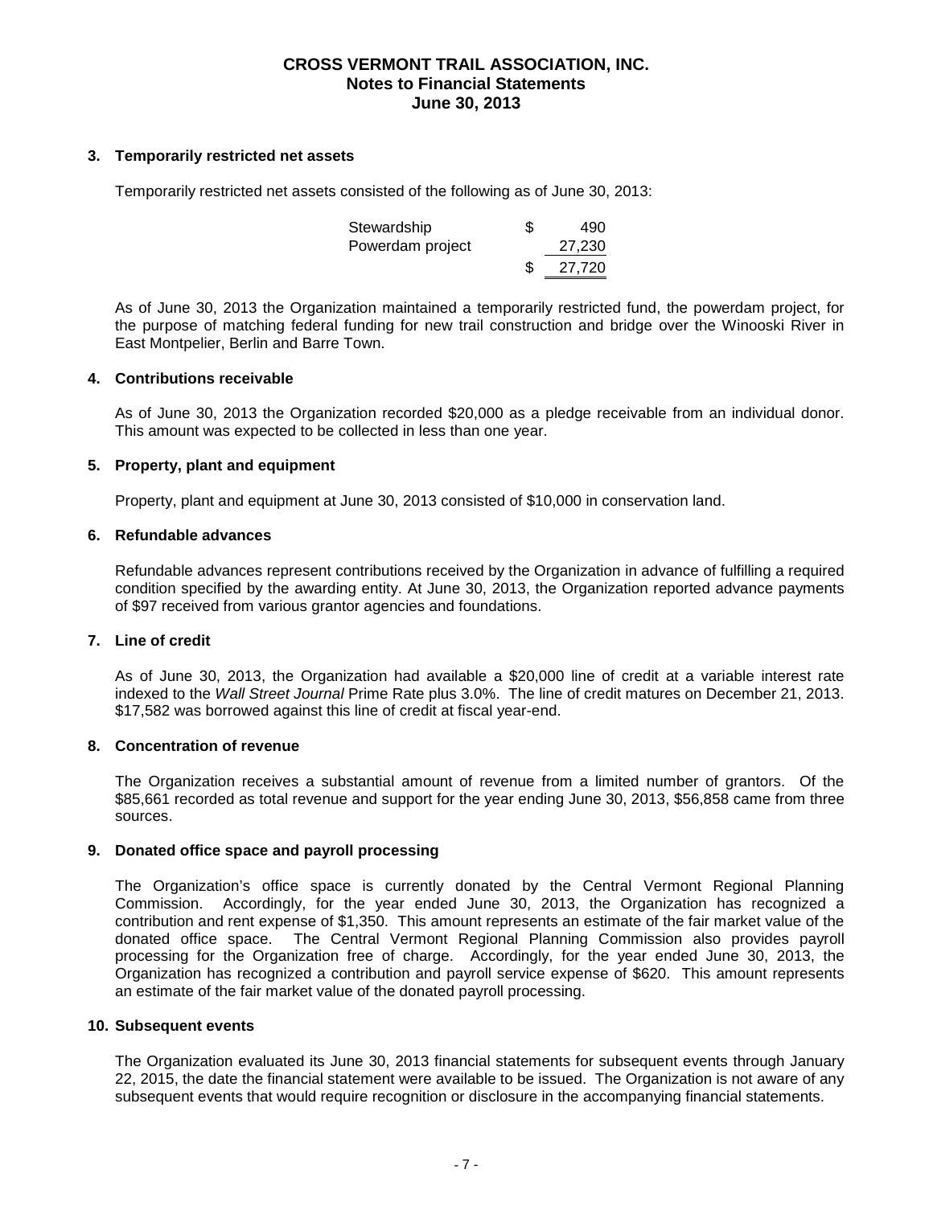# CROSS VERMONT TRAIL ASSOCIATION, INC.
## Notes to Financial Statements
## June 30, 2013

### 3. Temporarily restricted net assets

Temporarily restricted net assets consisted of the following as of June 30, 2013:

| | | |
|---|---|---|
| Stewardship | $ | 490 |
| Powerdam project | | 27,230 |
| | $ | 27,720 |

As of June 30, 2013 the Organization maintained a temporarily restricted fund, the powerdam project, for the purpose of matching federal funding for new trail construction and bridge over the Winooski River in East Montpelier, Berlin and Barre Town.

### 4. Contributions receivable

As of June 30, 2013 the Organization recorded $20,000 as a pledge receivable from an individual donor. This amount was expected to be collected in less than one year.

### 5. Property, plant and equipment

Property, plant and equipment at June 30, 2013 consisted of $10,000 in conservation land.

### 6. Refundable advances

Refundable advances represent contributions received by the Organization in advance of fulfilling a required condition specified by the awarding entity. At June 30, 2013, the Organization reported advance payments of $97 received from various grantor agencies and foundations.

### 7. Line of credit

As of June 30, 2013, the Organization had available a $20,000 line of credit at a variable interest rate indexed to the *Wall Street Journal* Prime Rate plus 3.0%. The line of credit matures on December 21, 2013. $17,582 was borrowed against this line of credit at fiscal year-end.

### 8. Concentration of revenue

The Organization receives a substantial amount of revenue from a limited number of grantors. Of the $85,661 recorded as total revenue and support for the year ending June 30, 2013, $56,858 came from three sources.

### 9. Donated office space and payroll processing

The Organization's office space is currently donated by the Central Vermont Regional Planning Commission. Accordingly, for the year ended June 30, 2013, the Organization has recognized a contribution and rent expense of $1,350. This amount represents an estimate of the fair market value of the donated office space. The Central Vermont Regional Planning Commission also provides payroll processing for the Organization free of charge. Accordingly, for the year ended June 30, 2013, the Organization has recognized a contribution and payroll service expense of $620. This amount represents an estimate of the fair market value of the donated payroll processing.

### 10. Subsequent events

The Organization evaluated its June 30, 2013 financial statements for subsequent events through January 22, 2015, the date the financial statement were available to be issued. The Organization is not aware of any subsequent events that would require recognition or disclosure in the accompanying financial statements.